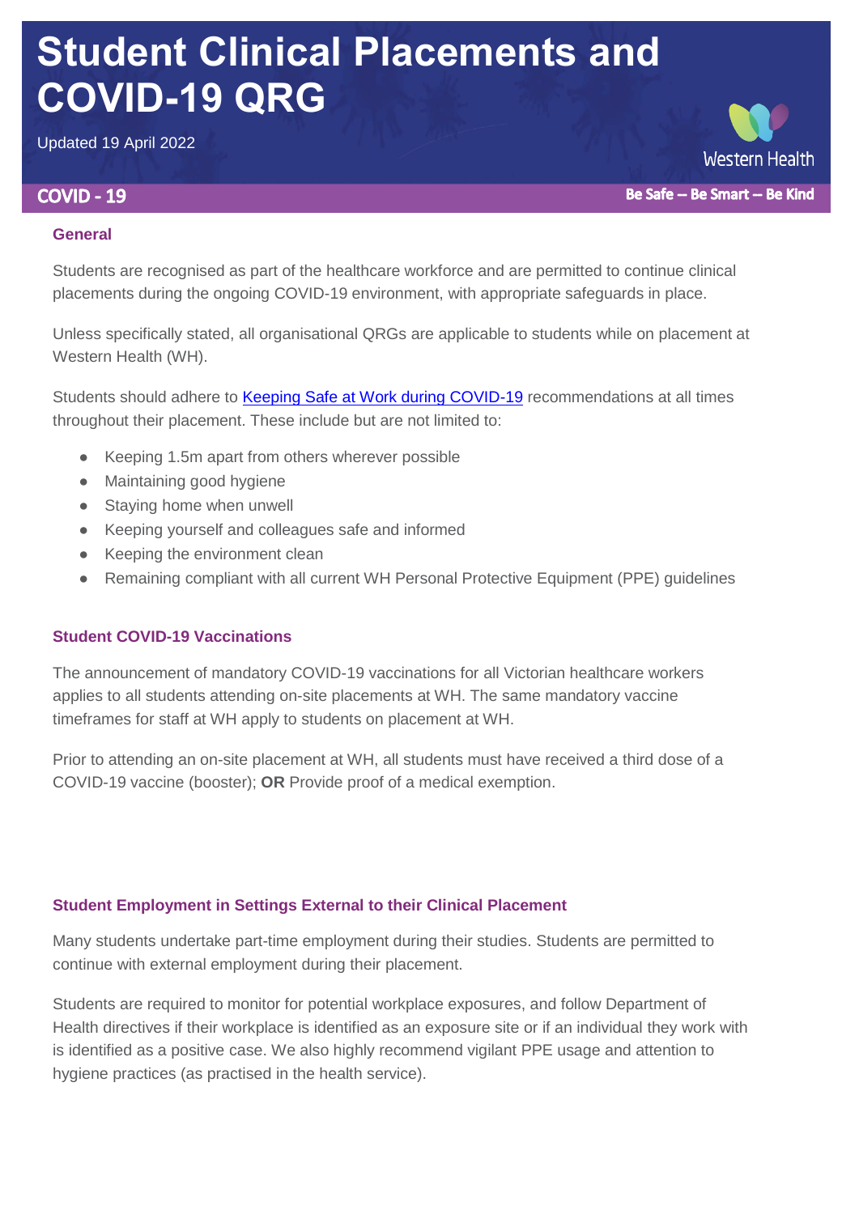# Student Clinical Placements and COVID-19 QRG

Updated 19 April 2022

Western Health

**COVID - 19** **Be Safe – Be Smart – Be Kind**

## General

Students are recognised as part of the healthcare workforce and are permitted to continue clinical placements during the ongoing COVID-19 environment, with appropriate safeguards in place.

Unless specifically stated, all organisational QRGs are applicable to students while on placement at Western Health (WH).

Students should adhere to [Keeping Safe at Work during COVID-19] recommendations at all times throughout their placement. These include but are not limited to:

- Keeping 1.5m apart from others wherever possible
- Maintaining good hygiene
- Staying home when unwell
- Keeping yourself and colleagues safe and informed
- Keeping the environment clean
- Remaining compliant with all current WH Personal Protective Equipment (PPE) guidelines

## Student COVID-19 Vaccinations

The announcement of mandatory COVID-19 vaccinations for all Victorian healthcare workers applies to all students attending on-site placements at WH. The same mandatory vaccine timeframes for staff at WH apply to students on placement at WH.

Prior to attending an on-site placement at WH, all students must have received a third dose of a COVID-19 vaccine (booster); **OR** Provide proof of a medical exemption.

## Student Employment in Settings External to their Clinical Placement

Many students undertake part-time employment during their studies. Students are permitted to continue with external employment during their placement.

Students are required to monitor for potential workplace exposures, and follow Department of Health directives if their workplace is identified as an exposure site or if an individual they work with is identified as a positive case. We also highly recommend vigilant PPE usage and attention to hygiene practices (as practised in the health service).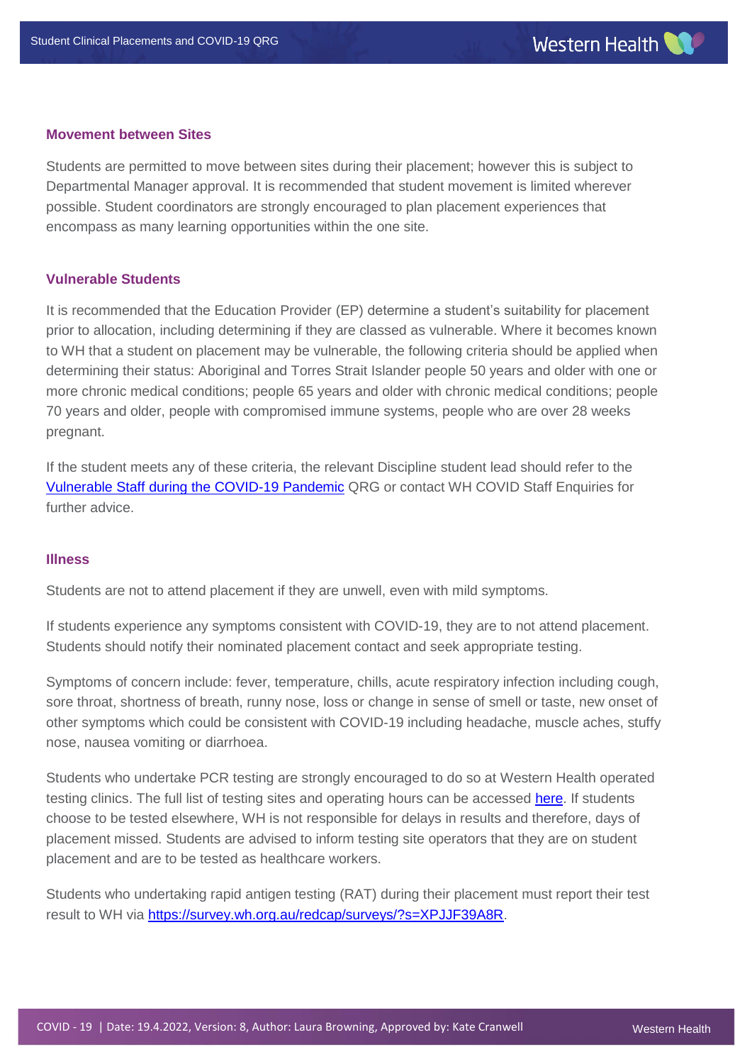### Movement between Sites

Students are permitted to move between sites during their placement; however this is subject to Departmental Manager approval. It is recommended that student movement is limited wherever possible. Student coordinators are strongly encouraged to plan placement experiences that encompass as many learning opportunities within the one site.

### Vulnerable Students

It is recommended that the Education Provider (EP) determine a student's suitability for placement prior to allocation, including determining if they are classed as vulnerable. Where it becomes known to WH that a student on placement may be vulnerable, the following criteria should be applied when determining their status: Aboriginal and Torres Strait Islander people 50 years and older with one or more chronic medical conditions; people 65 years and older with chronic medical conditions; people 70 years and older, people with compromised immune systems, people who are over 28 weeks pregnant.

If the student meets any of these criteria, the relevant Discipline student lead should refer to the [Vulnerable Staff during the COVID-19 Pandemic] QRG or contact WH COVID Staff Enquiries for further advice.

### Illness

Students are not to attend placement if they are unwell, even with mild symptoms.

If students experience any symptoms consistent with COVID-19, they are to not attend placement. Students should notify their nominated placement contact and seek appropriate testing.

Symptoms of concern include: fever, temperature, chills, acute respiratory infection including cough, sore throat, shortness of breath, runny nose, loss or change in sense of smell or taste, new onset of other symptoms which could be consistent with COVID-19 including headache, muscle aches, stuffy nose, nausea vomiting or diarrhoea.

Students who undertake PCR testing are strongly encouraged to do so at Western Health operated testing clinics. The full list of testing sites and operating hours can be accessed [here]. If students choose to be tested elsewhere, WH is not responsible for delays in results and therefore, days of placement missed. Students are advised to inform testing site operators that they are on student placement and are to be tested as healthcare workers.

Students who undertaking rapid antigen testing (RAT) during their placement must report their test result to WH via https://survey.wh.org.au/redcap/surveys/?s=XPJJF39A8R.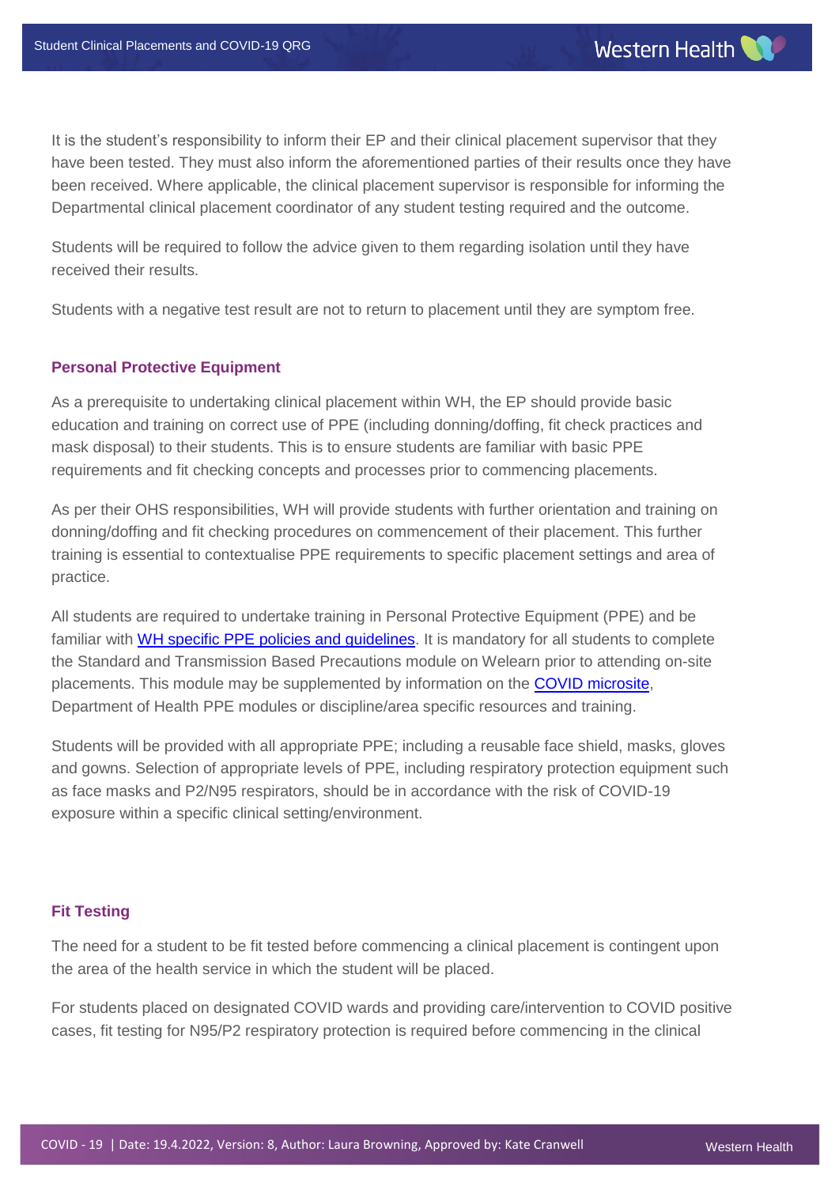It is the student's responsibility to inform their EP and their clinical placement supervisor that they have been tested. They must also inform the aforementioned parties of their results once they have been received. Where applicable, the clinical placement supervisor is responsible for informing the Departmental clinical placement coordinator of any student testing required and the outcome.

Students will be required to follow the advice given to them regarding isolation until they have received their results.

Students with a negative test result are not to return to placement until they are symptom free.

### Personal Protective Equipment

As a prerequisite to undertaking clinical placement within WH, the EP should provide basic education and training on correct use of PPE (including donning/doffing, fit check practices and mask disposal) to their students. This is to ensure students are familiar with basic PPE requirements and fit checking concepts and processes prior to commencing placements.

As per their OHS responsibilities, WH will provide students with further orientation and training on donning/doffing and fit checking procedures on commencement of their placement. This further training is essential to contextualise PPE requirements to specific placement settings and area of practice.

All students are required to undertake training in Personal Protective Equipment (PPE) and be familiar with WH specific PPE policies and guidelines. It is mandatory for all students to complete the Standard and Transmission Based Precautions module on Welearn prior to attending on-site placements. This module may be supplemented by information on the COVID microsite, Department of Health PPE modules or discipline/area specific resources and training.

Students will be provided with all appropriate PPE; including a reusable face shield, masks, gloves and gowns. Selection of appropriate levels of PPE, including respiratory protection equipment such as face masks and P2/N95 respirators, should be in accordance with the risk of COVID-19 exposure within a specific clinical setting/environment.

### Fit Testing

The need for a student to be fit tested before commencing a clinical placement is contingent upon the area of the health service in which the student will be placed.

For students placed on designated COVID wards and providing care/intervention to COVID positive cases, fit testing for N95/P2 respiratory protection is required before commencing in the clinical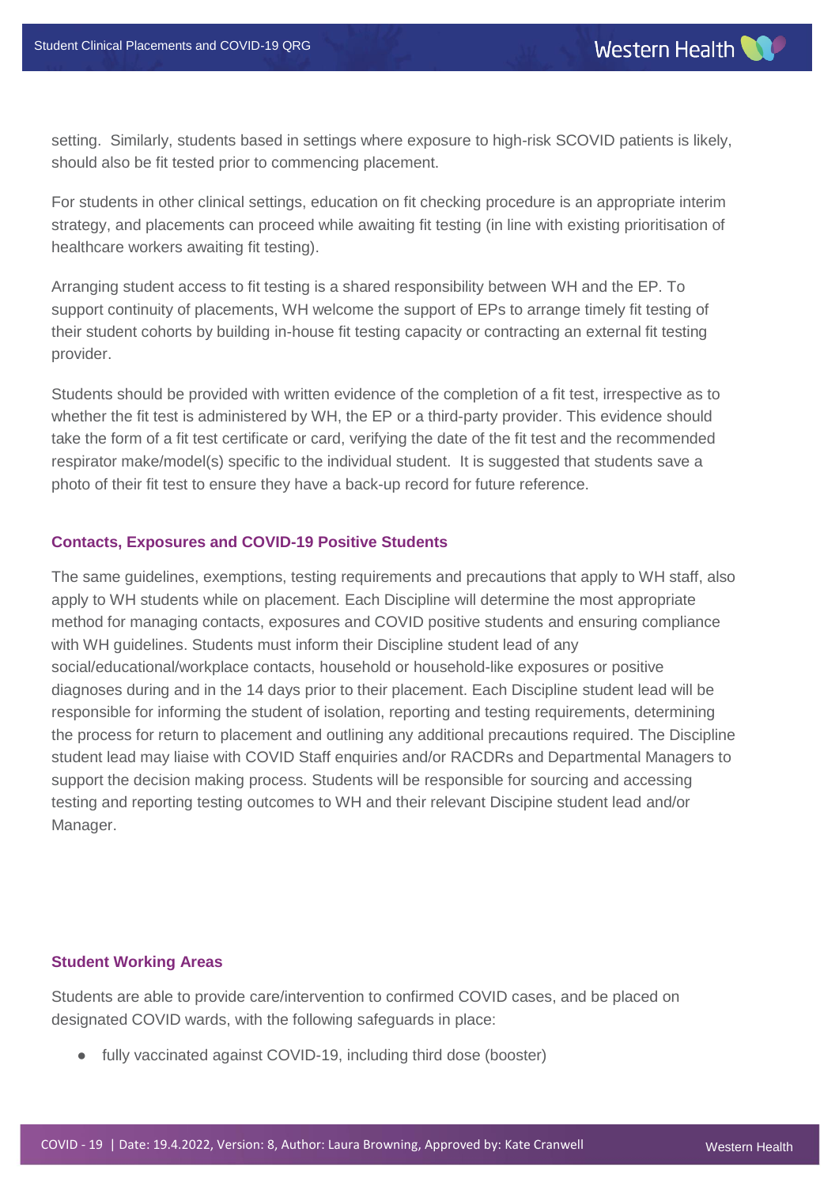setting. Similarly, students based in settings where exposure to high-risk SCOVID patients is likely, should also be fit tested prior to commencing placement.

For students in other clinical settings, education on fit checking procedure is an appropriate interim strategy, and placements can proceed while awaiting fit testing (in line with existing prioritisation of healthcare workers awaiting fit testing).

Arranging student access to fit testing is a shared responsibility between WH and the EP. To support continuity of placements, WH welcome the support of EPs to arrange timely fit testing of their student cohorts by building in-house fit testing capacity or contracting an external fit testing provider.

Students should be provided with written evidence of the completion of a fit test, irrespective as to whether the fit test is administered by WH, the EP or a third-party provider. This evidence should take the form of a fit test certificate or card, verifying the date of the fit test and the recommended respirator make/model(s) specific to the individual student. It is suggested that students save a photo of their fit test to ensure they have a back-up record for future reference.

### Contacts, Exposures and COVID-19 Positive Students

The same guidelines, exemptions, testing requirements and precautions that apply to WH staff, also apply to WH students while on placement. Each Discipline will determine the most appropriate method for managing contacts, exposures and COVID positive students and ensuring compliance with WH guidelines. Students must inform their Discipline student lead of any social/educational/workplace contacts, household or household-like exposures or positive diagnoses during and in the 14 days prior to their placement. Each Discipline student lead will be responsible for informing the student of isolation, reporting and testing requirements, determining the process for return to placement and outlining any additional precautions required. The Discipline student lead may liaise with COVID Staff enquiries and/or RACDRs and Departmental Managers to support the decision making process. Students will be responsible for sourcing and accessing testing and reporting testing outcomes to WH and their relevant Discipine student lead and/or Manager.

### Student Working Areas

Students are able to provide care/intervention to confirmed COVID cases, and be placed on designated COVID wards, with the following safeguards in place:

- fully vaccinated against COVID-19, including third dose (booster)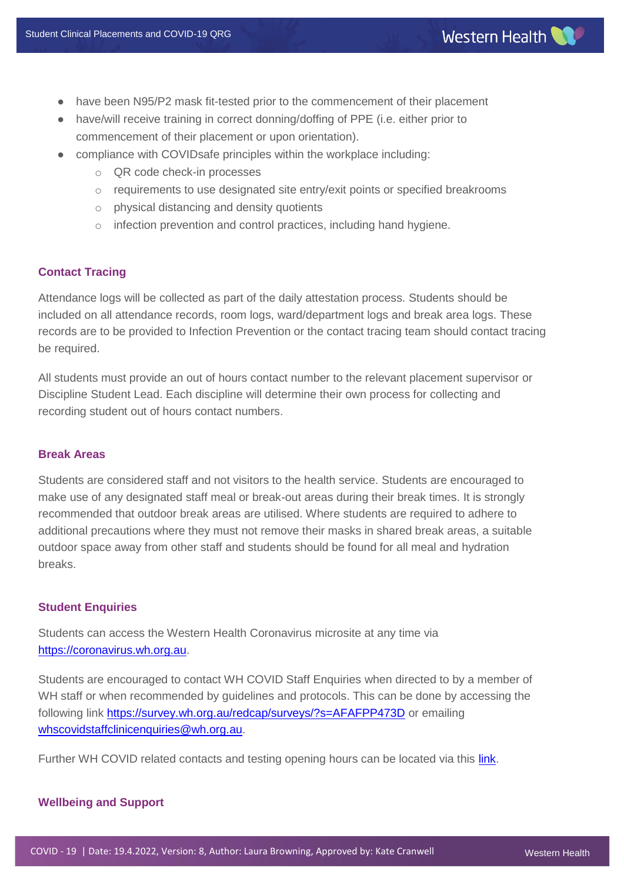- have been N95/P2 mask fit-tested prior to the commencement of their placement
- have/will receive training in correct donning/doffing of PPE (i.e. either prior to commencement of their placement or upon orientation).
- compliance with COVIDsafe principles within the workplace including:
  - QR code check-in processes
  - requirements to use designated site entry/exit points or specified breakrooms
  - physical distancing and density quotients
  - infection prevention and control practices, including hand hygiene.

## Contact Tracing

Attendance logs will be collected as part of the daily attestation process. Students should be included on all attendance records, room logs, ward/department logs and break area logs. These records are to be provided to Infection Prevention or the contact tracing team should contact tracing be required.

All students must provide an out of hours contact number to the relevant placement supervisor or Discipline Student Lead. Each discipline will determine their own process for collecting and recording student out of hours contact numbers.

## Break Areas

Students are considered staff and not visitors to the health service. Students are encouraged to make use of any designated staff meal or break-out areas during their break times. It is strongly recommended that outdoor break areas are utilised. Where students are required to adhere to additional precautions where they must not remove their masks in shared break areas, a suitable outdoor space away from other staff and students should be found for all meal and hydration breaks.

## Student Enquiries

Students can access the Western Health Coronavirus microsite at any time via https://coronavirus.wh.org.au.

Students are encouraged to contact WH COVID Staff Enquiries when directed to by a member of WH staff or when recommended by guidelines and protocols. This can be done by accessing the following link https://survey.wh.org.au/redcap/surveys/?s=AFAFPP473D or emailing whscovidstaffclinicenquiries@wh.org.au.

Further WH COVID related contacts and testing opening hours can be located via this link.

## Wellbeing and Support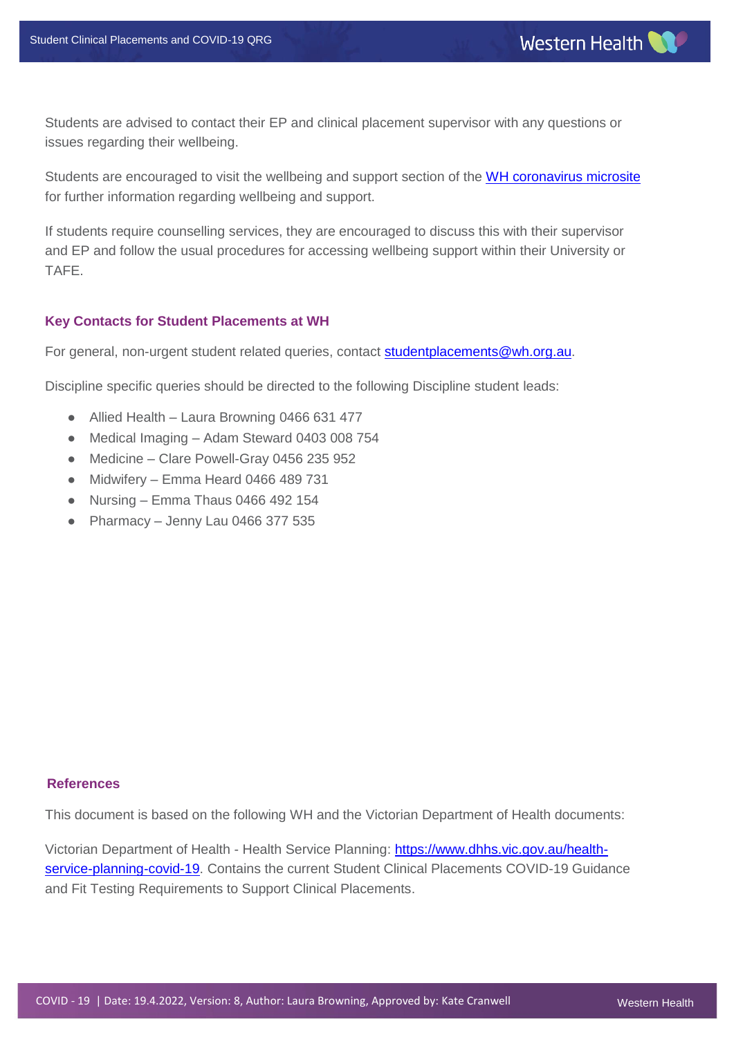Students are advised to contact their EP and clinical placement supervisor with any questions or issues regarding their wellbeing.

Students are encouraged to visit the wellbeing and support section of the WH coronavirus microsite for further information regarding wellbeing and support.

If students require counselling services, they are encouraged to discuss this with their supervisor and EP and follow the usual procedures for accessing wellbeing support within their University or TAFE.

### Key Contacts for Student Placements at WH

For general, non-urgent student related queries, contact studentplacements@wh.org.au.

Discipline specific queries should be directed to the following Discipline student leads:

- Allied Health – Laura Browning 0466 631 477
- Medical Imaging – Adam Steward 0403 008 754
- Medicine – Clare Powell-Gray 0456 235 952
- Midwifery – Emma Heard 0466 489 731
- Nursing – Emma Thaus 0466 492 154
- Pharmacy – Jenny Lau 0466 377 535

### References

This document is based on the following WH and the Victorian Department of Health documents:

Victorian Department of Health - Health Service Planning: https://www.dhhs.vic.gov.au/health-service-planning-covid-19. Contains the current Student Clinical Placements COVID-19 Guidance and Fit Testing Requirements to Support Clinical Placements.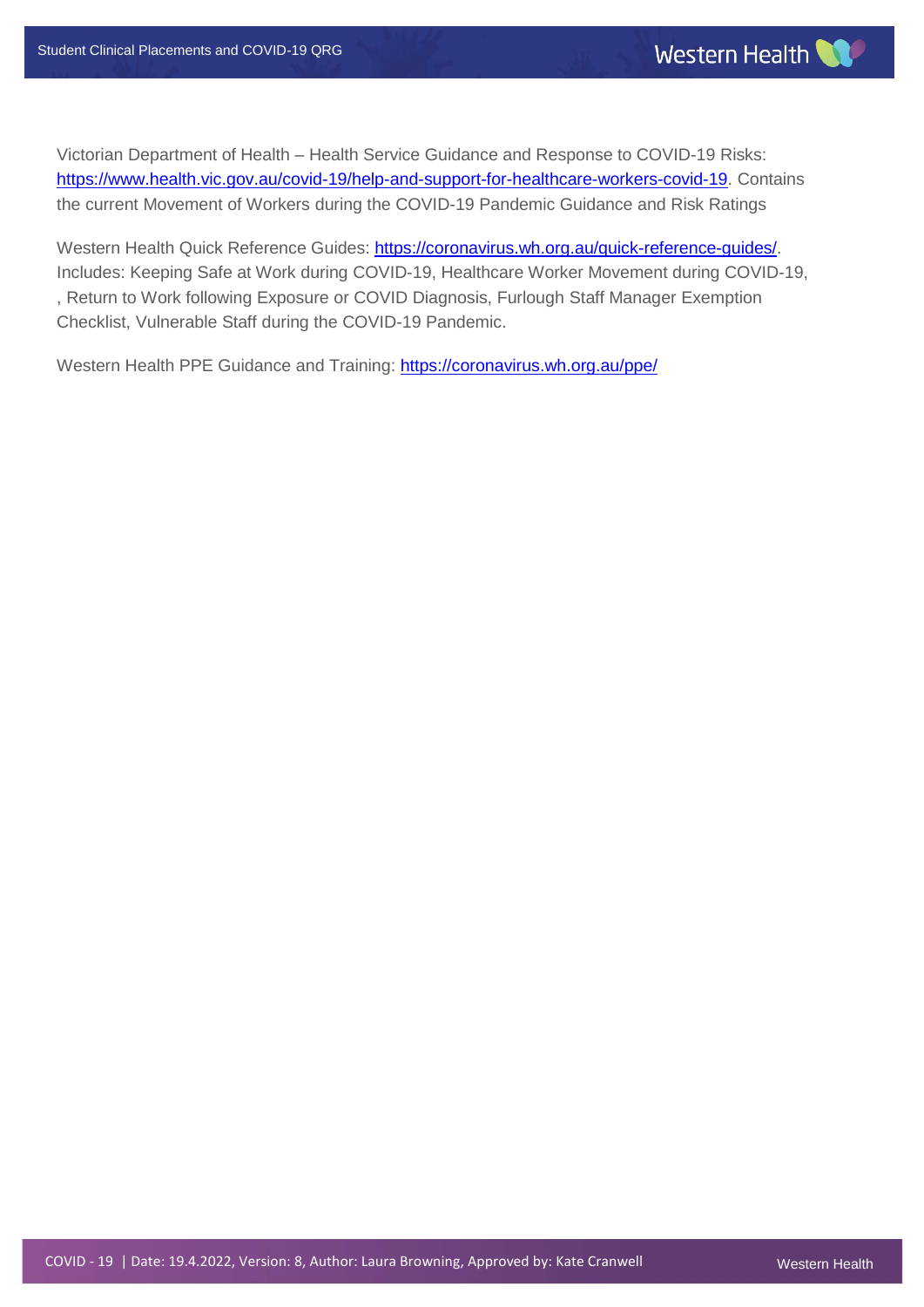Victorian Department of Health – Health Service Guidance and Response to COVID-19 Risks: https://www.health.vic.gov.au/covid-19/help-and-support-for-healthcare-workers-covid-19. Contains the current Movement of Workers during the COVID-19 Pandemic Guidance and Risk Ratings

Western Health Quick Reference Guides: https://coronavirus.wh.org.au/quick-reference-guides/. Includes: Keeping Safe at Work during COVID-19, Healthcare Worker Movement during COVID-19, , Return to Work following Exposure or COVID Diagnosis, Furlough Staff Manager Exemption Checklist, Vulnerable Staff during the COVID-19 Pandemic.

Western Health PPE Guidance and Training: https://coronavirus.wh.org.au/ppe/